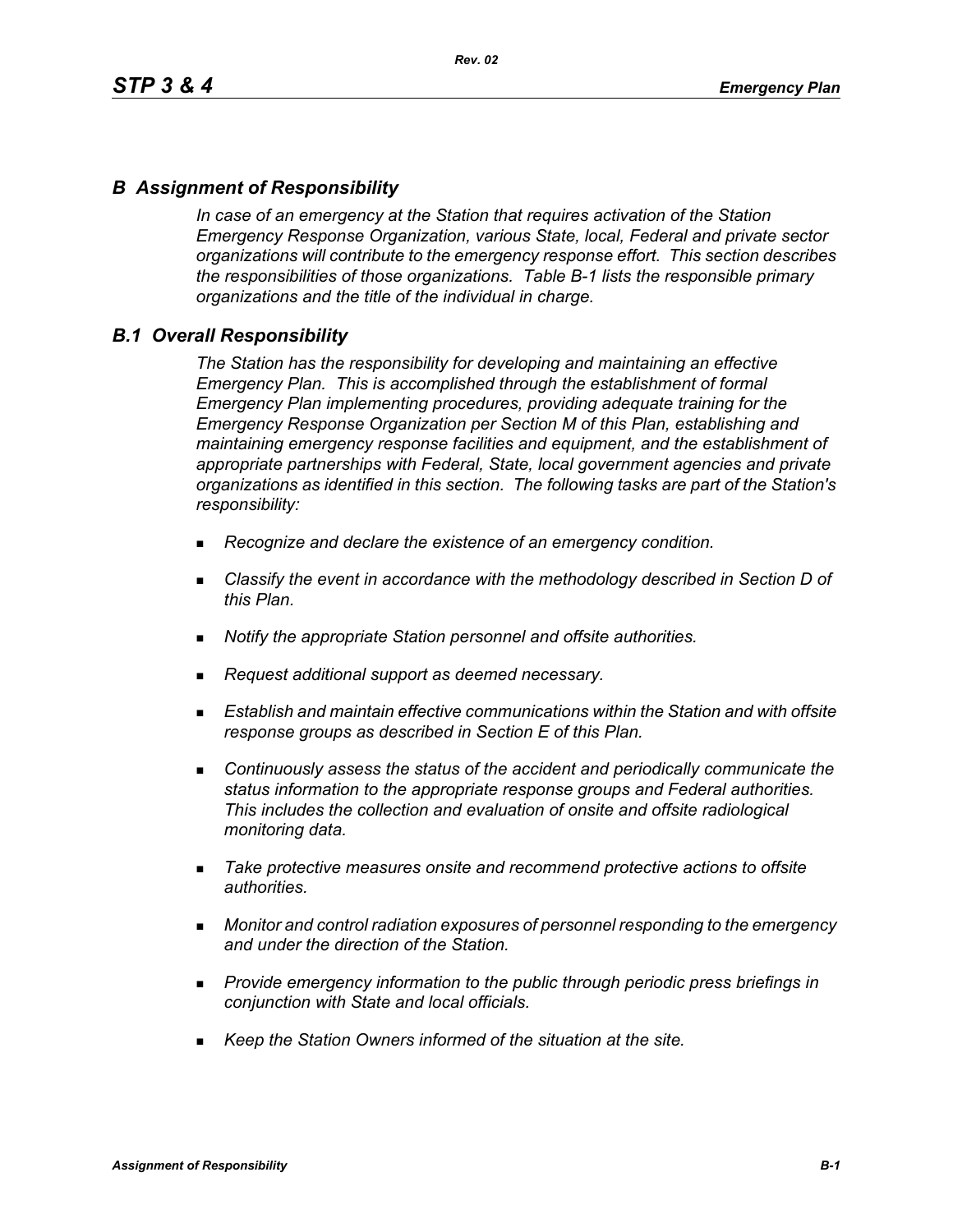## *B Assignment of Responsibility*

*In case of an emergency at the Station that requires activation of the Station Emergency Response Organization, various State, local, Federal and private sector organizations will contribute to the emergency response effort. This section describes the responsibilities of those organizations. Table B-1 lists the responsible primary organizations and the title of the individual in charge.*

## *B.1 Overall Responsibility*

*The Station has the responsibility for developing and maintaining an effective Emergency Plan. This is accomplished through the establishment of formal Emergency Plan implementing procedures, providing adequate training for the Emergency Response Organization per Section M of this Plan, establishing and maintaining emergency response facilities and equipment, and the establishment of appropriate partnerships with Federal, State, local government agencies and private organizations as identified in this section. The following tasks are part of the Station's responsibility:*

- *Recognize and declare the existence of an emergency condition.*
- *Classify the event in accordance with the methodology described in Section D of this Plan.*
- *Notify the appropriate Station personnel and offsite authorities.*
- *Request additional support as deemed necessary.*
- *Establish and maintain effective communications within the Station and with offsite response groups as described in Section E of this Plan.*
- *Continuously assess the status of the accident and periodically communicate the status information to the appropriate response groups and Federal authorities. This includes the collection and evaluation of onsite and offsite radiological monitoring data.*
- *Take protective measures onsite and recommend protective actions to offsite authorities.*
- *Monitor and control radiation exposures of personnel responding to the emergency and under the direction of the Station.*
- *Provide emergency information to the public through periodic press briefings in conjunction with State and local officials.*
- *Keep the Station Owners informed of the situation at the site.*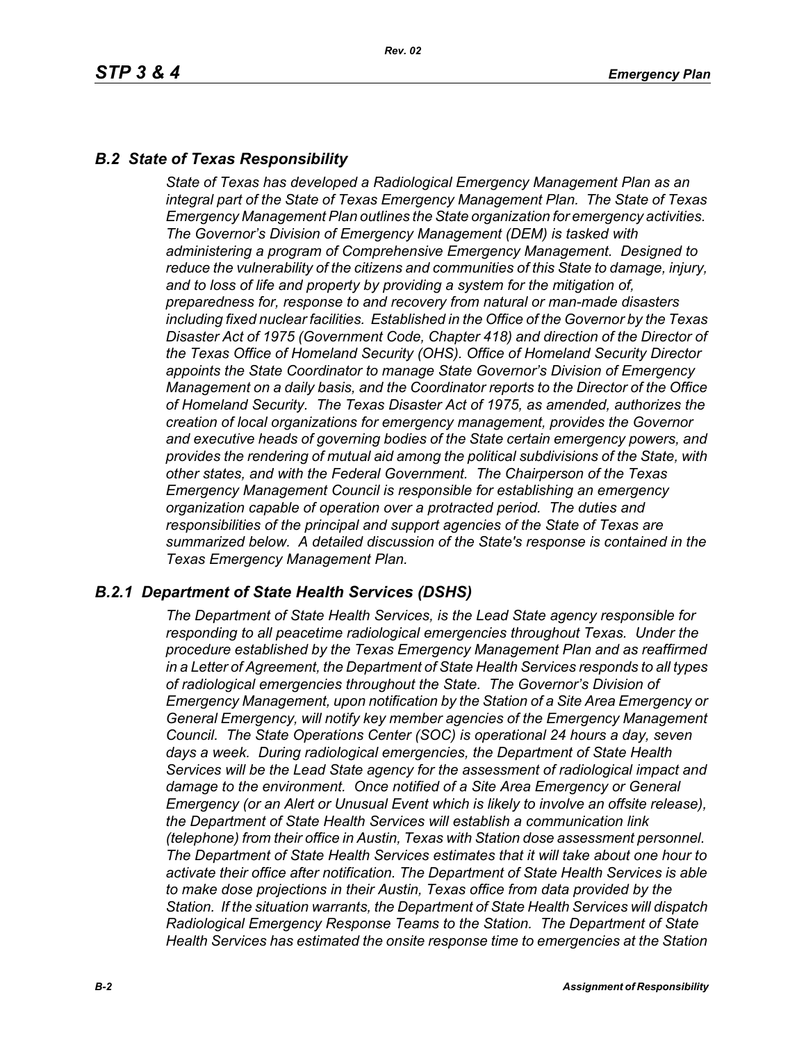## *B.2 State of Texas Responsibility*

*State of Texas has developed a Radiological Emergency Management Plan as an integral part of the State of Texas Emergency Management Plan. The State of Texas Emergency Management Plan outlines the State organization for emergency activities. The Governor's Division of Emergency Management (DEM) is tasked with administering a program of Comprehensive Emergency Management. Designed to reduce the vulnerability of the citizens and communities of this State to damage, injury, and to loss of life and property by providing a system for the mitigation of, preparedness for, response to and recovery from natural or man-made disasters including fixed nuclear facilities. Established in the Office of the Governor by the Texas Disaster Act of 1975 (Government Code, Chapter 418) and direction of the Director of the Texas Office of Homeland Security (OHS). Office of Homeland Security Director appoints the State Coordinator to manage State Governor's Division of Emergency Management on a daily basis, and the Coordinator reports to the Director of the Office of Homeland Security. The Texas Disaster Act of 1975, as amended, authorizes the creation of local organizations for emergency management, provides the Governor and executive heads of governing bodies of the State certain emergency powers, and provides the rendering of mutual aid among the political subdivisions of the State, with other states, and with the Federal Government. The Chairperson of the Texas Emergency Management Council is responsible for establishing an emergency organization capable of operation over a protracted period. The duties and responsibilities of the principal and support agencies of the State of Texas are summarized below. A detailed discussion of the State's response is contained in the Texas Emergency Management Plan.*

## *B.2.1 Department of State Health Services (DSHS)*

*The Department of State Health Services, is the Lead State agency responsible for responding to all peacetime radiological emergencies throughout Texas. Under the procedure established by the Texas Emergency Management Plan and as reaffirmed in a Letter of Agreement, the Department of State Health Services responds to all types of radiological emergencies throughout the State. The Governor's Division of Emergency Management, upon notification by the Station of a Site Area Emergency or General Emergency, will notify key member agencies of the Emergency Management Council. The State Operations Center (SOC) is operational 24 hours a day, seven days a week. During radiological emergencies, the Department of State Health Services will be the Lead State agency for the assessment of radiological impact and damage to the environment. Once notified of a Site Area Emergency or General Emergency (or an Alert or Unusual Event which is likely to involve an offsite release), the Department of State Health Services will establish a communication link (telephone) from their office in Austin, Texas with Station dose assessment personnel. The Department of State Health Services estimates that it will take about one hour to activate their office after notification. The Department of State Health Services is able to make dose projections in their Austin, Texas office from data provided by the Station. If the situation warrants, the Department of State Health Services will dispatch Radiological Emergency Response Teams to the Station. The Department of State Health Services has estimated the onsite response time to emergencies at the Station*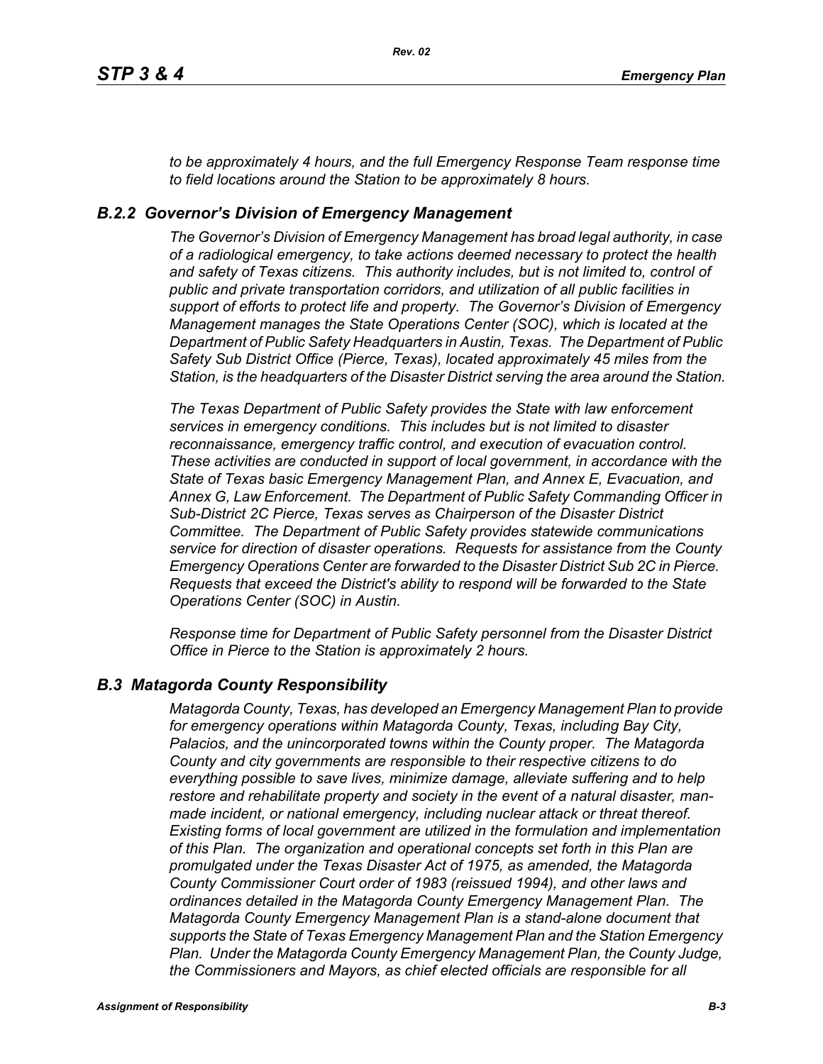*to be approximately 4 hours, and the full Emergency Response Team response time to field locations around the Station to be approximately 8 hours.*

### *B.2.2 Governor's Division of Emergency Management*

*The Governor's Division of Emergency Management has broad legal authority, in case of a radiological emergency, to take actions deemed necessary to protect the health and safety of Texas citizens. This authority includes, but is not limited to, control of public and private transportation corridors, and utilization of all public facilities in support of efforts to protect life and property. The Governor's Division of Emergency Management manages the State Operations Center (SOC), which is located at the Department of Public Safety Headquarters in Austin, Texas. The Department of Public Safety Sub District Office (Pierce, Texas), located approximately 45 miles from the Station, is the headquarters of the Disaster District serving the area around the Station.*

*The Texas Department of Public Safety provides the State with law enforcement services in emergency conditions. This includes but is not limited to disaster reconnaissance, emergency traffic control, and execution of evacuation control. These activities are conducted in support of local government, in accordance with the State of Texas basic Emergency Management Plan, and Annex E, Evacuation, and Annex G, Law Enforcement. The Department of Public Safety Commanding Officer in Sub-District 2C Pierce, Texas serves as Chairperson of the Disaster District Committee. The Department of Public Safety provides statewide communications service for direction of disaster operations. Requests for assistance from the County Emergency Operations Center are forwarded to the Disaster District Sub 2C in Pierce. Requests that exceed the District's ability to respond will be forwarded to the State Operations Center (SOC) in Austin.*

*Response time for Department of Public Safety personnel from the Disaster District Office in Pierce to the Station is approximately 2 hours.*

## *B.3 Matagorda County Responsibility*

*Matagorda County, Texas, has developed an Emergency Management Plan to provide for emergency operations within Matagorda County, Texas, including Bay City, Palacios, and the unincorporated towns within the County proper. The Matagorda County and city governments are responsible to their respective citizens to do everything possible to save lives, minimize damage, alleviate suffering and to help restore and rehabilitate property and society in the event of a natural disaster, man-made incident, or national emergency, including nuclear attack or threat thereof. Existing forms of local government are utilized in the formulation and implementation of this Plan. The organization and operational concepts set forth in this Plan are promulgated under the Texas Disaster Act of 1975, as amended, the Matagorda County Commissioner Court order of 1983 (reissued 1994), and other laws and ordinances detailed in the Matagorda County Emergency Management Plan. The Matagorda County Emergency Management Plan is a stand-alone document that supports the State of Texas Emergency Management Plan and the Station Emergency Plan. Under the Matagorda County Emergency Management Plan, the County Judge, the Commissioners and Mayors, as chief elected officials are responsible for all*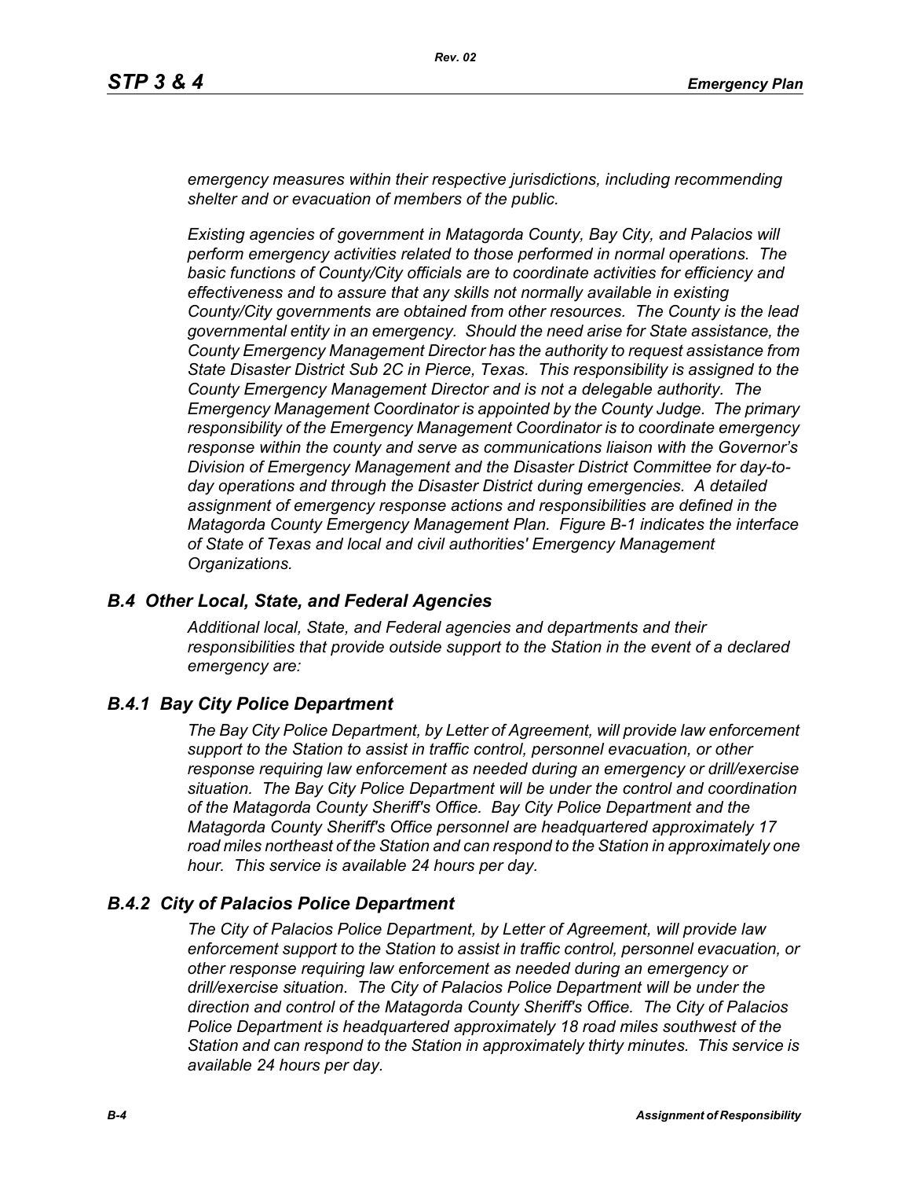*emergency measures within their respective jurisdictions, including recommending shelter and or evacuation of members of the public.*

*Existing agencies of government in Matagorda County, Bay City, and Palacios will perform emergency activities related to those performed in normal operations. The basic functions of County/City officials are to coordinate activities for efficiency and effectiveness and to assure that any skills not normally available in existing County/City governments are obtained from other resources. The County is the lead governmental entity in an emergency. Should the need arise for State assistance, the County Emergency Management Director has the authority to request assistance from State Disaster District Sub 2C in Pierce, Texas. This responsibility is assigned to the County Emergency Management Director and is not a delegable authority. The Emergency Management Coordinator is appointed by the County Judge. The primary responsibility of the Emergency Management Coordinator is to coordinate emergency response within the county and serve as communications liaison with the Governor's Division of Emergency Management and the Disaster District Committee for day-to-day operations and through the Disaster District during emergencies. A detailed assignment of emergency response actions and responsibilities are defined in the Matagorda County Emergency Management Plan. Figure B-1 indicates the interface of State of Texas and local and civil authorities' Emergency Management Organizations.*

## *B.4 Other Local, State, and Federal Agencies*

*Additional local, State, and Federal agencies and departments and their responsibilities that provide outside support to the Station in the event of a declared emergency are:*

### *B.4.1 Bay City Police Department*

*The Bay City Police Department, by Letter of Agreement, will provide law enforcement support to the Station to assist in traffic control, personnel evacuation, or other response requiring law enforcement as needed during an emergency or drill/exercise situation. The Bay City Police Department will be under the control and coordination of the Matagorda County Sheriff's Office. Bay City Police Department and the Matagorda County Sheriff's Office personnel are headquartered approximately 17 road miles northeast of the Station and can respond to the Station in approximately one hour. This service is available 24 hours per day.*

### *B.4.2 City of Palacios Police Department*

*The City of Palacios Police Department, by Letter of Agreement, will provide law enforcement support to the Station to assist in traffic control, personnel evacuation, or other response requiring law enforcement as needed during an emergency or drill/exercise situation. The City of Palacios Police Department will be under the direction and control of the Matagorda County Sheriff's Office. The City of Palacios Police Department is headquartered approximately 18 road miles southwest of the Station and can respond to the Station in approximately thirty minutes. This service is available 24 hours per day.*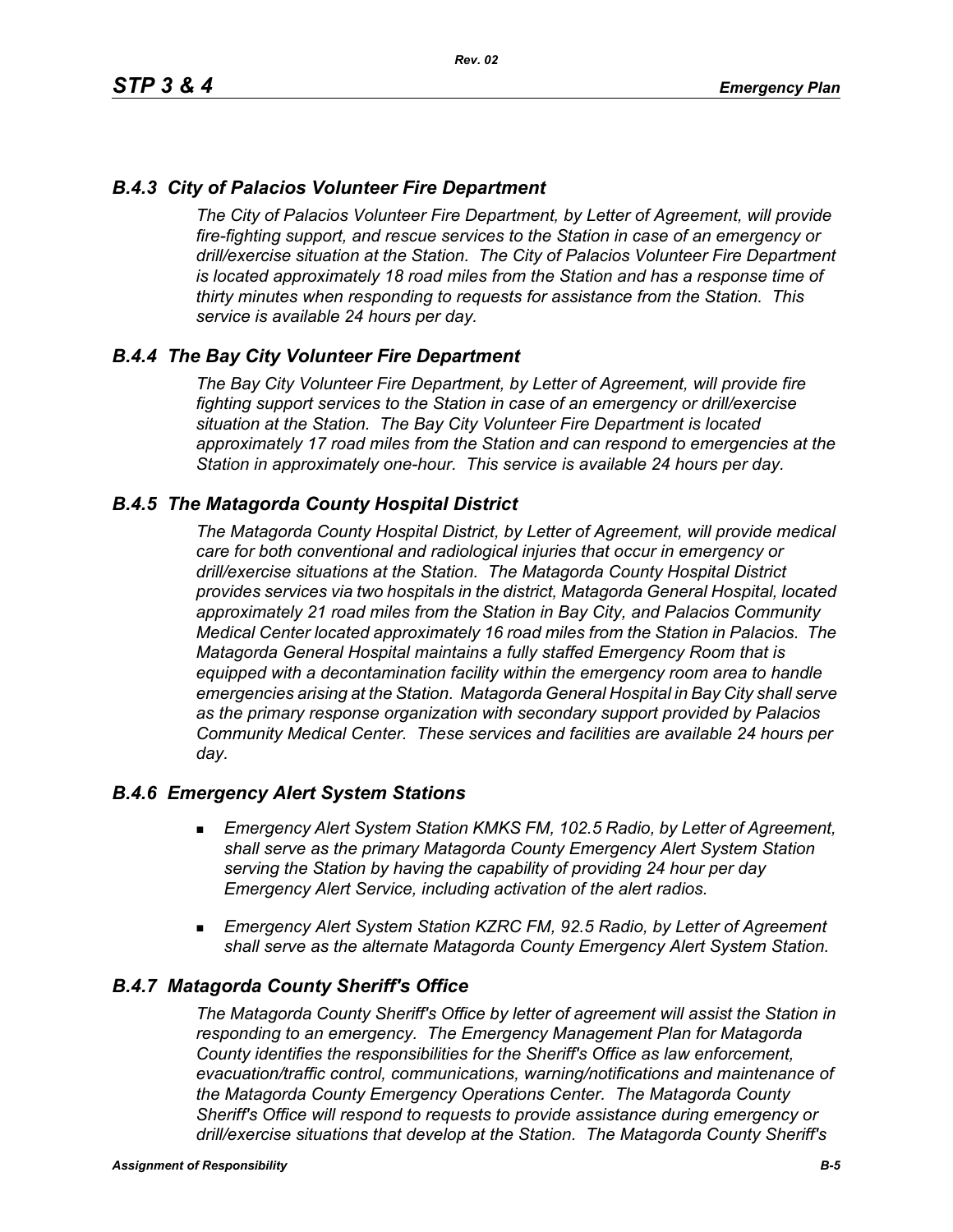### *B.4.3 City of Palacios Volunteer Fire Department*

*The City of Palacios Volunteer Fire Department, by Letter of Agreement, will provide fire-fighting support, and rescue services to the Station in case of an emergency or drill/exercise situation at the Station. The City of Palacios Volunteer Fire Department is located approximately 18 road miles from the Station and has a response time of thirty minutes when responding to requests for assistance from the Station. This service is available 24 hours per day.*

### *B.4.4 The Bay City Volunteer Fire Department*

*The Bay City Volunteer Fire Department, by Letter of Agreement, will provide fire fighting support services to the Station in case of an emergency or drill/exercise situation at the Station. The Bay City Volunteer Fire Department is located approximately 17 road miles from the Station and can respond to emergencies at the Station in approximately one-hour. This service is available 24 hours per day.*

### *B.4.5 The Matagorda County Hospital District*

*The Matagorda County Hospital District, by Letter of Agreement, will provide medical care for both conventional and radiological injuries that occur in emergency or drill/exercise situations at the Station. The Matagorda County Hospital District provides services via two hospitals in the district, Matagorda General Hospital, located approximately 21 road miles from the Station in Bay City, and Palacios Community Medical Center located approximately 16 road miles from the Station in Palacios. The Matagorda General Hospital maintains a fully staffed Emergency Room that is equipped with a decontamination facility within the emergency room area to handle emergencies arising at the Station. Matagorda General Hospital in Bay City shall serve as the primary response organization with secondary support provided by Palacios Community Medical Center. These services and facilities are available 24 hours per day.*

### *B.4.6 Emergency Alert System Stations*

- *Emergency Alert System Station KMKS FM, 102.5 Radio, by Letter of Agreement, shall serve as the primary Matagorda County Emergency Alert System Station serving the Station by having the capability of providing 24 hour per day Emergency Alert Service, including activation of the alert radios.*
- *Emergency Alert System Station KZRC FM, 92.5 Radio, by Letter of Agreement shall serve as the alternate Matagorda County Emergency Alert System Station.*

### *B.4.7 Matagorda County Sheriff's Office*

*The Matagorda County Sheriff's Office by letter of agreement will assist the Station in responding to an emergency. The Emergency Management Plan for Matagorda County identifies the responsibilities for the Sheriff's Office as law enforcement, evacuation/traffic control, communications, warning/notifications and maintenance of the Matagorda County Emergency Operations Center. The Matagorda County Sheriff's Office will respond to requests to provide assistance during emergency or drill/exercise situations that develop at the Station. The Matagorda County Sheriff's*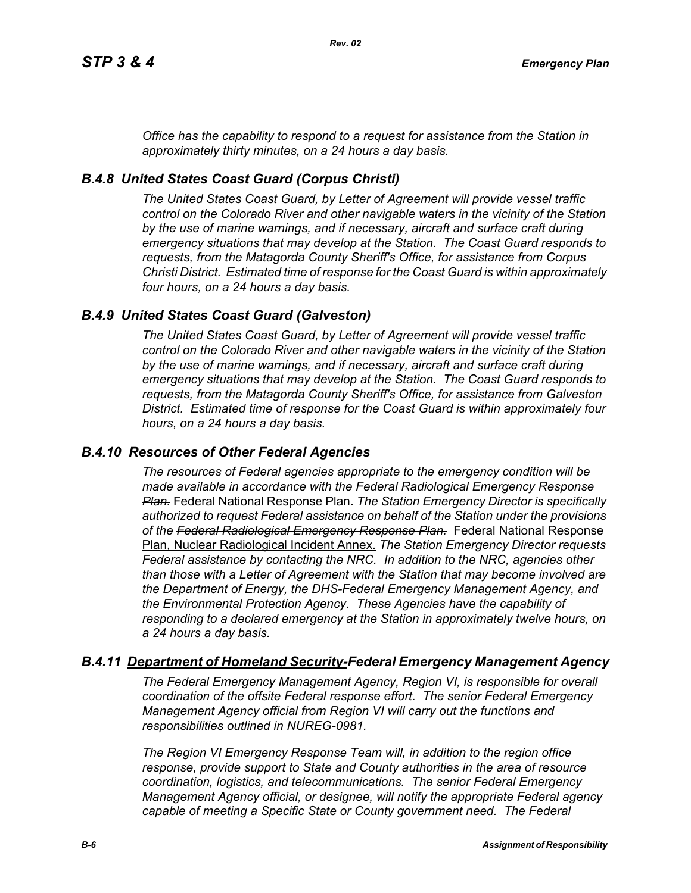*Office has the capability to respond to a request for assistance from the Station in approximately thirty minutes, on a 24 hours a day basis.*

### *B.4.8 United States Coast Guard (Corpus Christi)*

*The United States Coast Guard, by Letter of Agreement will provide vessel traffic control on the Colorado River and other navigable waters in the vicinity of the Station by the use of marine warnings, and if necessary, aircraft and surface craft during emergency situations that may develop at the Station. The Coast Guard responds to requests, from the Matagorda County Sheriff's Office, for assistance from Corpus Christi District. Estimated time of response for the Coast Guard is within approximately four hours, on a 24 hours a day basis.*

### *B.4.9 United States Coast Guard (Galveston)*

*The United States Coast Guard, by Letter of Agreement will provide vessel traffic control on the Colorado River and other navigable waters in the vicinity of the Station by the use of marine warnings, and if necessary, aircraft and surface craft during emergency situations that may develop at the Station. The Coast Guard responds to requests, from the Matagorda County Sheriff's Office, for assistance from Galveston District. Estimated time of response for the Coast Guard is within approximately four hours, on a 24 hours a day basis.*

### *B.4.10 Resources of Other Federal Agencies*

*The resources of Federal agencies appropriate to the emergency condition will be made available in accordance with the ~~Federal Radiological Emergency Response Plan.~~* <u>Federal National Response Plan.</u> *The Station Emergency Director is specifically authorized to request Federal assistance on behalf of the Station under the provisions of the ~~Federal Radiological Emergency Response Plan.~~* <u>Federal National Response Plan, Nuclear Radiological Incident Annex.</u> *The Station Emergency Director requests Federal assistance by contacting the NRC. In addition to the NRC, agencies other than those with a Letter of Agreement with the Station that may become involved are the Department of Energy, the DHS-Federal Emergency Management Agency, and the Environmental Protection Agency. These Agencies have the capability of responding to a declared emergency at the Station in approximately twelve hours, on a 24 hours a day basis.*

### *B.4.11 <u>Department of Homeland Security-</u>Federal Emergency Management Agency*

*The Federal Emergency Management Agency, Region VI, is responsible for overall coordination of the offsite Federal response effort. The senior Federal Emergency Management Agency official from Region VI will carry out the functions and responsibilities outlined in NUREG-0981.*

*The Region VI Emergency Response Team will, in addition to the region office response, provide support to State and County authorities in the area of resource coordination, logistics, and telecommunications. The senior Federal Emergency Management Agency official, or designee, will notify the appropriate Federal agency capable of meeting a Specific State or County government need. The Federal*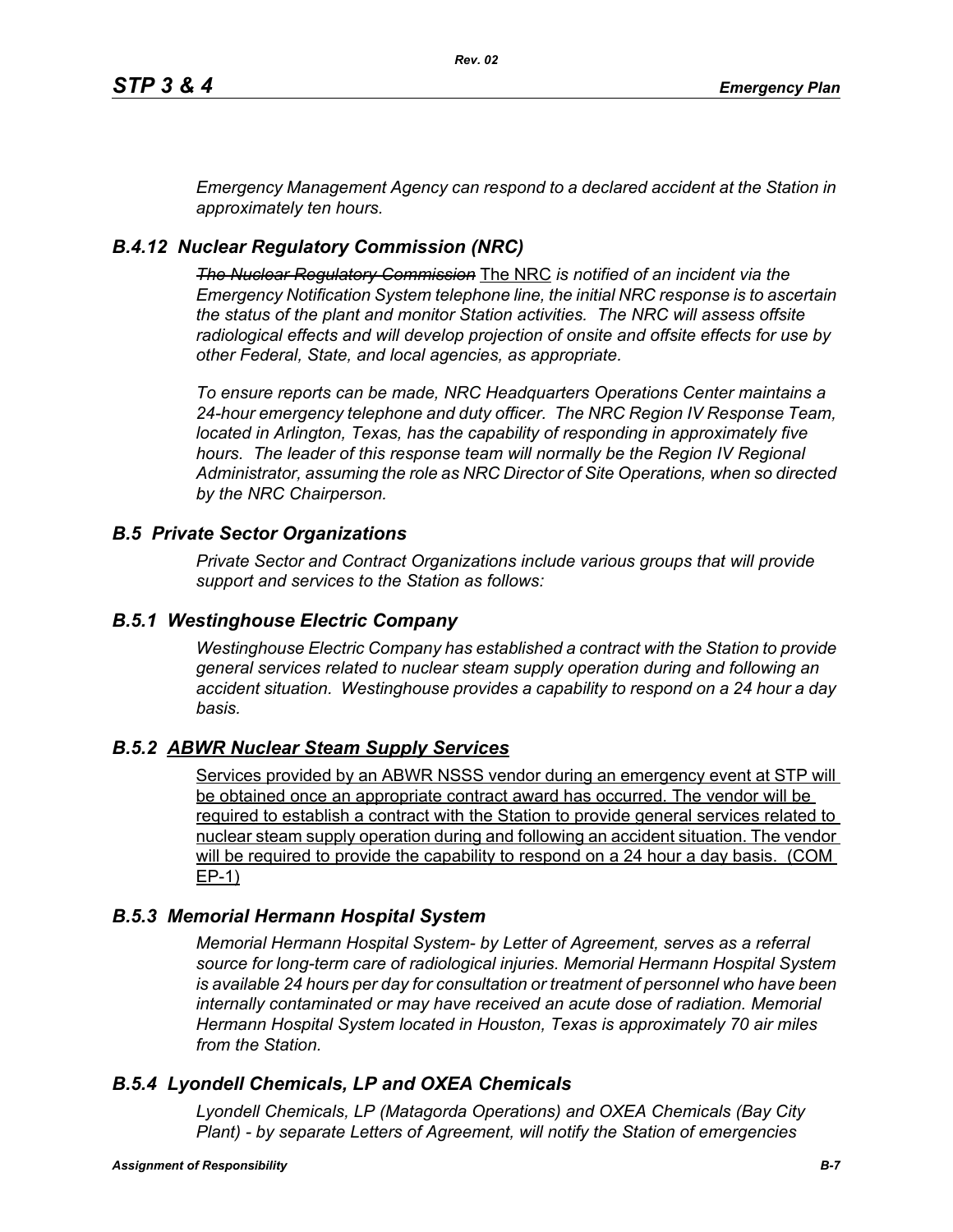*Emergency Management Agency can respond to a declared accident at the Station in approximately ten hours.*

### *B.4.12 Nuclear Regulatory Commission (NRC)*

~~*The Nuclear Regulatory Commission*~~ <u>The NRC</u> *is notified of an incident via the Emergency Notification System telephone line, the initial NRC response is to ascertain the status of the plant and monitor Station activities. The NRC will assess offsite radiological effects and will develop projection of onsite and offsite effects for use by other Federal, State, and local agencies, as appropriate.*

*To ensure reports can be made, NRC Headquarters Operations Center maintains a 24-hour emergency telephone and duty officer. The NRC Region IV Response Team, located in Arlington, Texas, has the capability of responding in approximately five hours. The leader of this response team will normally be the Region IV Regional Administrator, assuming the role as NRC Director of Site Operations, when so directed by the NRC Chairperson.*

## *B.5 Private Sector Organizations*

*Private Sector and Contract Organizations include various groups that will provide support and services to the Station as follows:*

### *B.5.1 Westinghouse Electric Company*

*Westinghouse Electric Company has established a contract with the Station to provide general services related to nuclear steam supply operation during and following an accident situation. Westinghouse provides a capability to respond on a 24 hour a day basis.*

### *B.5.2 <u>ABWR Nuclear Steam Supply Services</u>*

<u>Services provided by an ABWR NSSS vendor during an emergency event at STP will be obtained once an appropriate contract award has occurred. The vendor will be required to establish a contract with the Station to provide general services related to nuclear steam supply operation during and following an accident situation. The vendor will be required to provide the capability to respond on a 24 hour a day basis. (COM EP-1)</u>

### *B.5.3 Memorial Hermann Hospital System*

*Memorial Hermann Hospital System- by Letter of Agreement, serves as a referral source for long-term care of radiological injuries. Memorial Hermann Hospital System is available 24 hours per day for consultation or treatment of personnel who have been internally contaminated or may have received an acute dose of radiation. Memorial Hermann Hospital System located in Houston, Texas is approximately 70 air miles from the Station.*

### *B.5.4 Lyondell Chemicals, LP and OXEA Chemicals*

*Lyondell Chemicals, LP (Matagorda Operations) and OXEA Chemicals (Bay City Plant) - by separate Letters of Agreement, will notify the Station of emergencies*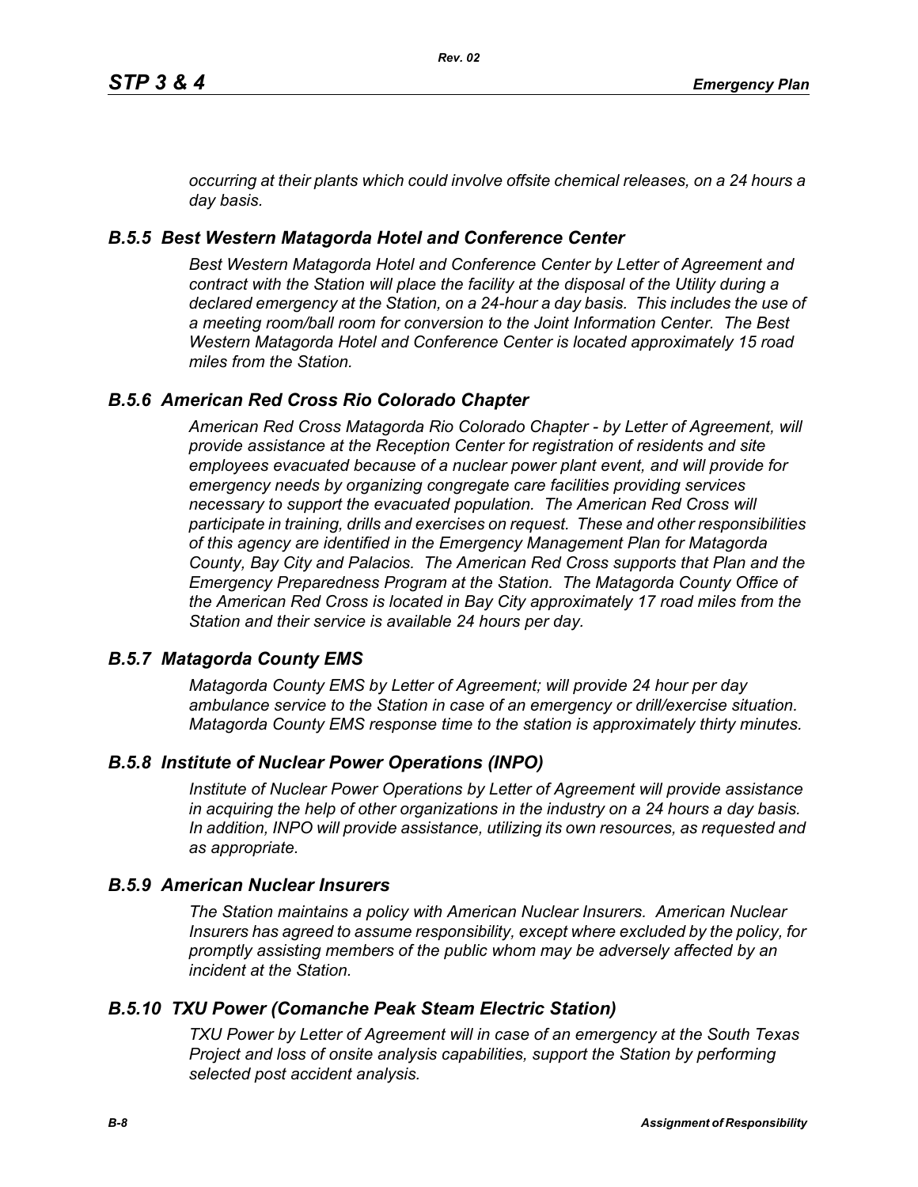*occurring at their plants which could involve offsite chemical releases, on a 24 hours a day basis.*

### *B.5.5 Best Western Matagorda Hotel and Conference Center*

*Best Western Matagorda Hotel and Conference Center by Letter of Agreement and contract with the Station will place the facility at the disposal of the Utility during a declared emergency at the Station, on a 24-hour a day basis. This includes the use of a meeting room/ball room for conversion to the Joint Information Center. The Best Western Matagorda Hotel and Conference Center is located approximately 15 road miles from the Station.*

### *B.5.6 American Red Cross Rio Colorado Chapter*

*American Red Cross Matagorda Rio Colorado Chapter - by Letter of Agreement, will provide assistance at the Reception Center for registration of residents and site employees evacuated because of a nuclear power plant event, and will provide for emergency needs by organizing congregate care facilities providing services necessary to support the evacuated population. The American Red Cross will participate in training, drills and exercises on request. These and other responsibilities of this agency are identified in the Emergency Management Plan for Matagorda County, Bay City and Palacios. The American Red Cross supports that Plan and the Emergency Preparedness Program at the Station. The Matagorda County Office of the American Red Cross is located in Bay City approximately 17 road miles from the Station and their service is available 24 hours per day.*

### *B.5.7 Matagorda County EMS*

*Matagorda County EMS by Letter of Agreement; will provide 24 hour per day ambulance service to the Station in case of an emergency or drill/exercise situation. Matagorda County EMS response time to the station is approximately thirty minutes.*

### *B.5.8 Institute of Nuclear Power Operations (INPO)*

*Institute of Nuclear Power Operations by Letter of Agreement will provide assistance in acquiring the help of other organizations in the industry on a 24 hours a day basis. In addition, INPO will provide assistance, utilizing its own resources, as requested and as appropriate.*

### *B.5.9 American Nuclear Insurers*

*The Station maintains a policy with American Nuclear Insurers. American Nuclear Insurers has agreed to assume responsibility, except where excluded by the policy, for promptly assisting members of the public whom may be adversely affected by an incident at the Station.*

### *B.5.10 TXU Power (Comanche Peak Steam Electric Station)*

*TXU Power by Letter of Agreement will in case of an emergency at the South Texas Project and loss of onsite analysis capabilities, support the Station by performing selected post accident analysis.*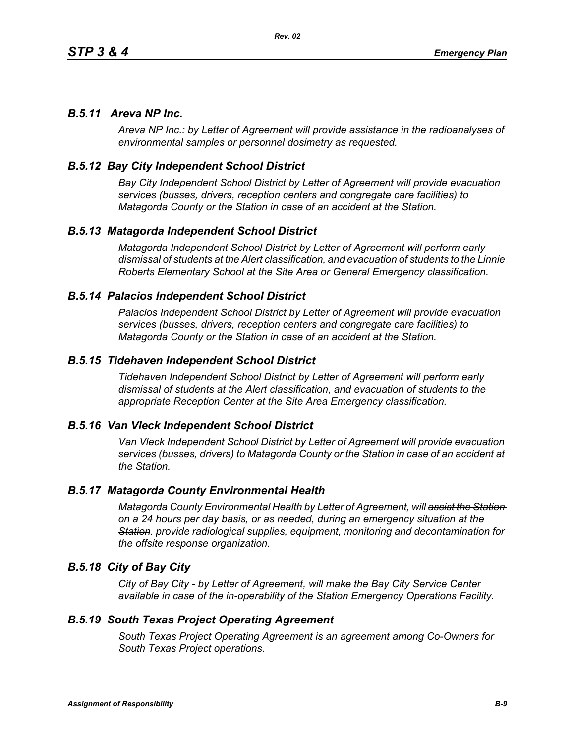### *B.5.11 Areva NP Inc.*

*Areva NP Inc.: by Letter of Agreement will provide assistance in the radioanalyses of environmental samples or personnel dosimetry as requested.*

### *B.5.12 Bay City Independent School District*

*Bay City Independent School District by Letter of Agreement will provide evacuation services (busses, drivers, reception centers and congregate care facilities) to Matagorda County or the Station in case of an accident at the Station.*

### *B.5.13 Matagorda Independent School District*

*Matagorda Independent School District by Letter of Agreement will perform early dismissal of students at the Alert classification, and evacuation of students to the Linnie Roberts Elementary School at the Site Area or General Emergency classification.*

### *B.5.14 Palacios Independent School District*

*Palacios Independent School District by Letter of Agreement will provide evacuation services (busses, drivers, reception centers and congregate care facilities) to Matagorda County or the Station in case of an accident at the Station.*

### *B.5.15 Tidehaven Independent School District*

*Tidehaven Independent School District by Letter of Agreement will perform early dismissal of students at the Alert classification, and evacuation of students to the appropriate Reception Center at the Site Area Emergency classification.*

### *B.5.16 Van Vleck Independent School District*

*Van Vleck Independent School District by Letter of Agreement will provide evacuation services (busses, drivers) to Matagorda County or the Station in case of an accident at the Station.*

### *B.5.17 Matagorda County Environmental Health*

*Matagorda County Environmental Health by Letter of Agreement, will ~~assist the Station on a 24 hours per day basis, or as needed, during an emergency situation at the Station~~. provide radiological supplies, equipment, monitoring and decontamination for the offsite response organization.*

### *B.5.18 City of Bay City*

*City of Bay City - by Letter of Agreement, will make the Bay City Service Center available in case of the in-operability of the Station Emergency Operations Facility.*

### *B.5.19 South Texas Project Operating Agreement*

*South Texas Project Operating Agreement is an agreement among Co-Owners for South Texas Project operations.*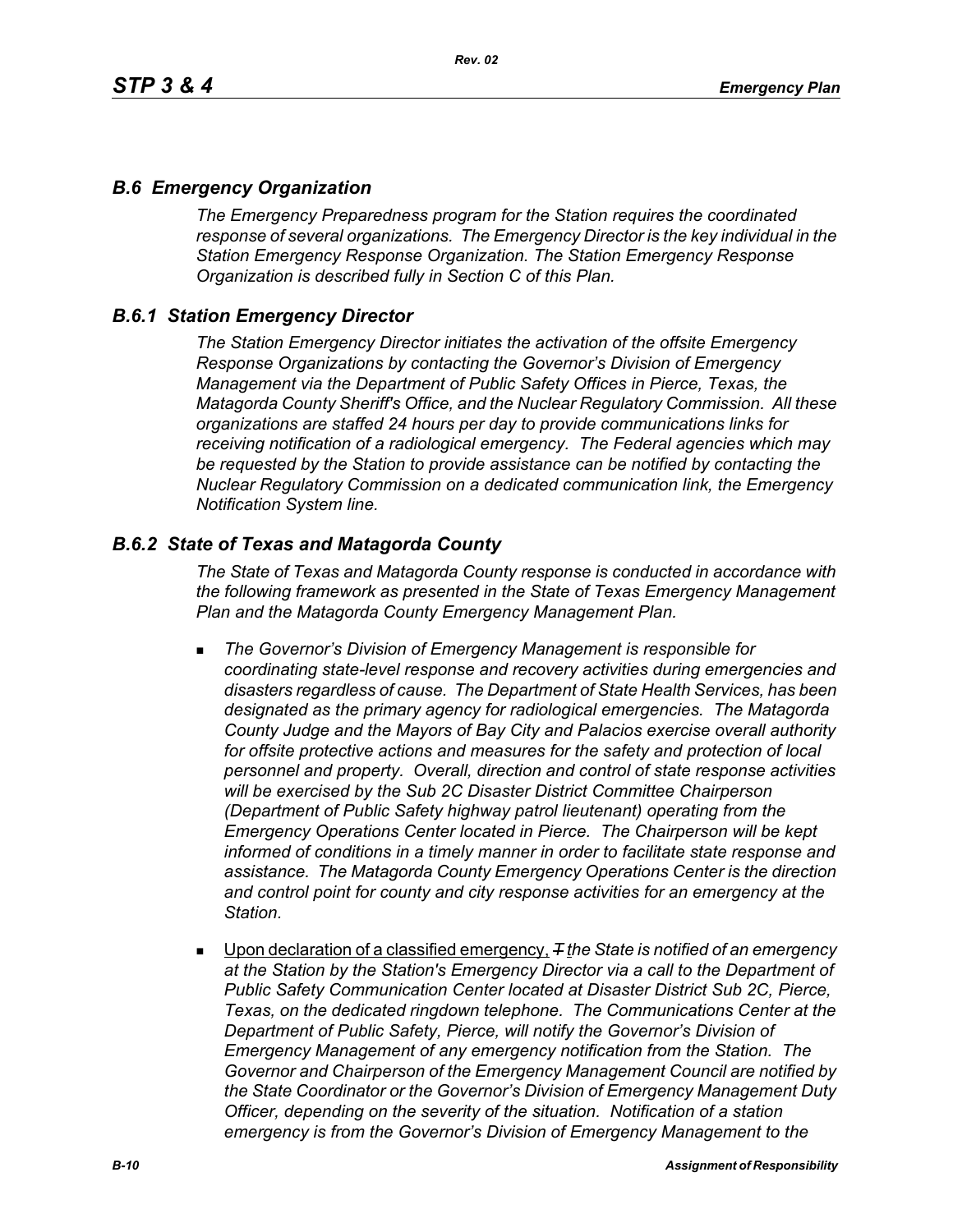## *B.6 Emergency Organization*

*The Emergency Preparedness program for the Station requires the coordinated response of several organizations. The Emergency Director is the key individual in the Station Emergency Response Organization. The Station Emergency Response Organization is described fully in Section C of this Plan.*

## *B.6.1 Station Emergency Director*

*The Station Emergency Director initiates the activation of the offsite Emergency Response Organizations by contacting the Governor's Division of Emergency Management via the Department of Public Safety Offices in Pierce, Texas, the Matagorda County Sheriff's Office, and the Nuclear Regulatory Commission. All these organizations are staffed 24 hours per day to provide communications links for receiving notification of a radiological emergency. The Federal agencies which may be requested by the Station to provide assistance can be notified by contacting the Nuclear Regulatory Commission on a dedicated communication link, the Emergency Notification System line.*

## *B.6.2 State of Texas and Matagorda County*

*The State of Texas and Matagorda County response is conducted in accordance with the following framework as presented in the State of Texas Emergency Management Plan and the Matagorda County Emergency Management Plan.*

- *The Governor's Division of Emergency Management is responsible for coordinating state-level response and recovery activities during emergencies and disasters regardless of cause. The Department of State Health Services, has been designated as the primary agency for radiological emergencies. The Matagorda County Judge and the Mayors of Bay City and Palacios exercise overall authority for offsite protective actions and measures for the safety and protection of local personnel and property. Overall, direction and control of state response activities will be exercised by the Sub 2C Disaster District Committee Chairperson (Department of Public Safety highway patrol lieutenant) operating from the Emergency Operations Center located in Pierce. The Chairperson will be kept informed of conditions in a timely manner in order to facilitate state response and assistance. The Matagorda County Emergency Operations Center is the direction and control point for county and city response activities for an emergency at the Station.*
- <u>Upon declaration of a classified emergency, </u>~~*T*~~ *the State is notified of an emergency at the Station by the Station's Emergency Director via a call to the Department of Public Safety Communication Center located at Disaster District Sub 2C, Pierce, Texas, on the dedicated ringdown telephone. The Communications Center at the Department of Public Safety, Pierce, will notify the Governor's Division of Emergency Management of any emergency notification from the Station. The Governor and Chairperson of the Emergency Management Council are notified by the State Coordinator or the Governor's Division of Emergency Management Duty Officer, depending on the severity of the situation. Notification of a station emergency is from the Governor's Division of Emergency Management to the*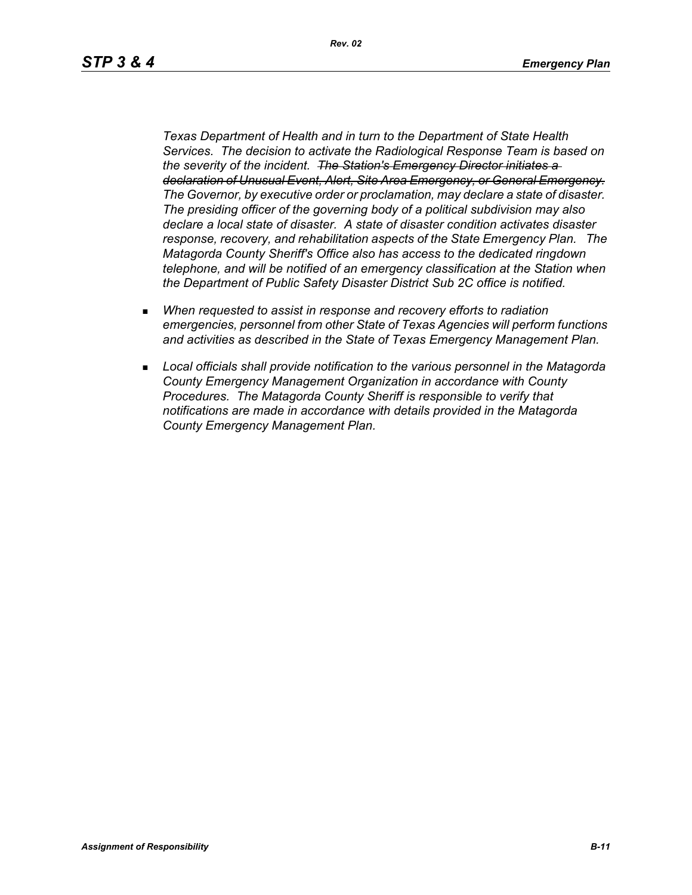*Texas Department of Health and in turn to the Department of State Health Services. The decision to activate the Radiological Response Team is based on the severity of the incident. ~~The Station's Emergency Director initiates a declaration of Unusual Event, Alert, Site Area Emergency, or General Emergency.~~ The Governor, by executive order or proclamation, may declare a state of disaster. The presiding officer of the governing body of a political subdivision may also declare a local state of disaster. A state of disaster condition activates disaster response, recovery, and rehabilitation aspects of the State Emergency Plan. The Matagorda County Sheriff's Office also has access to the dedicated ringdown telephone, and will be notified of an emergency classification at the Station when the Department of Public Safety Disaster District Sub 2C office is notified.*

- *When requested to assist in response and recovery efforts to radiation emergencies, personnel from other State of Texas Agencies will perform functions and activities as described in the State of Texas Emergency Management Plan.*
- *Local officials shall provide notification to the various personnel in the Matagorda County Emergency Management Organization in accordance with County Procedures. The Matagorda County Sheriff is responsible to verify that notifications are made in accordance with details provided in the Matagorda County Emergency Management Plan.*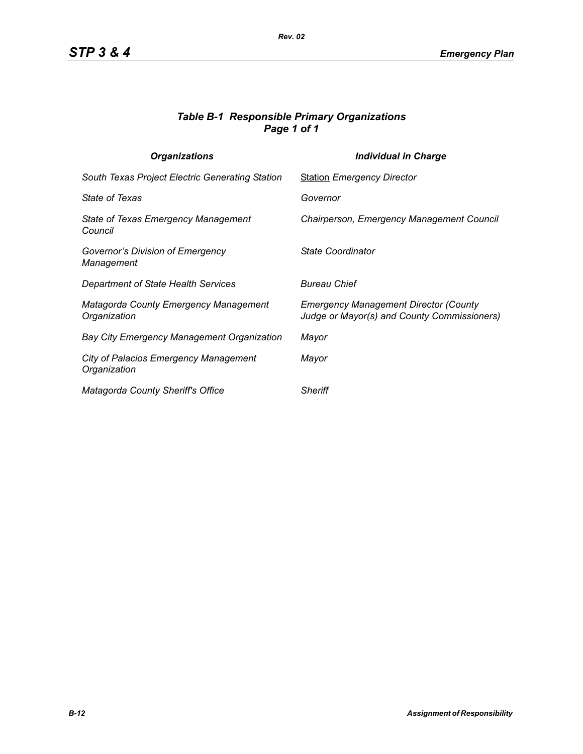### *Table B-1 Responsible Primary Organizations*
### *Page 1 of 1*

| *Organizations* | *Individual in Charge* |
|---|---|
| *South Texas Project Electric Generating Station* | Station *Emergency Director* |
| *State of Texas* | *Governor* |
| *State of Texas Emergency Management Council* | *Chairperson, Emergency Management Council* |
| *Governor's Division of Emergency Management* | *State Coordinator* |
| *Department of State Health Services* | *Bureau Chief* |
| *Matagorda County Emergency Management Organization* | *Emergency Management Director (County Judge or Mayor(s) and County Commissioners)* |
| *Bay City Emergency Management Organization* | *Mayor* |
| *City of Palacios Emergency Management Organization* | *Mayor* |
| *Matagorda County Sheriff's Office* | *Sheriff* |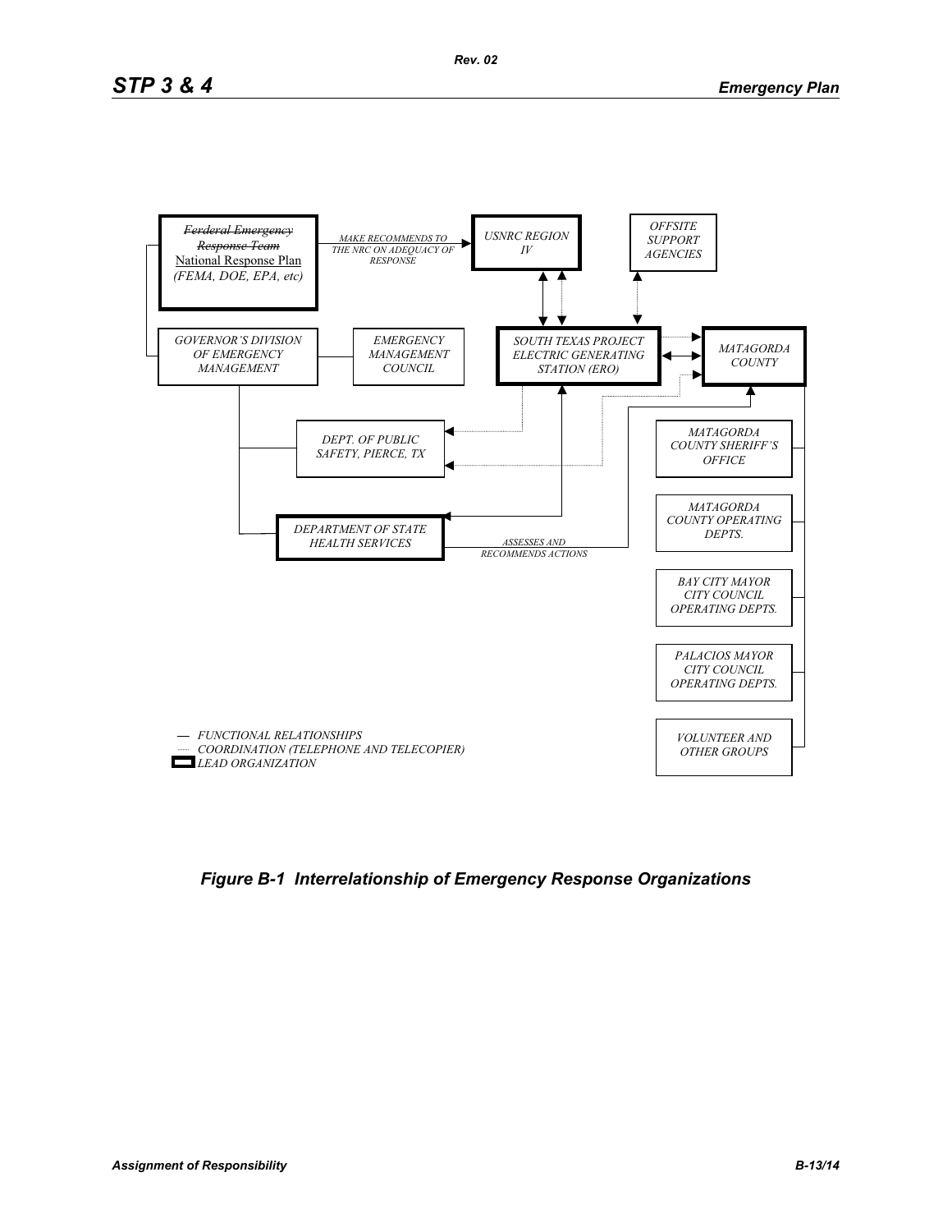~~Ferderal Emergency Response Team~~
National Response Plan
(FEMA, DOE, EPA, etc)

MAKE RECOMMENDS TO THE NRC ON ADEQUACY OF RESPONSE

USNRC REGION IV

OFFSITE SUPPORT AGENCIES

GOVERNOR'S DIVISION OF EMERGENCY MANAGEMENT

EMERGENCY MANAGEMENT COUNCIL

SOUTH TEXAS PROJECT ELECTRIC GENERATING STATION (ERO)

MATAGORDA COUNTY

DEPT. OF PUBLIC SAFETY, PIERCE, TX

MATAGORDA COUNTY SHERIFF'S OFFICE

MATAGORDA COUNTY OPERATING DEPTS.

DEPARTMENT OF STATE HEALTH SERVICES

ASSESSES AND RECOMMENDS ACTIONS

BAY CITY MAYOR CITY COUNCIL OPERATING DEPTS.

PALACIOS MAYOR CITY COUNCIL OPERATING DEPTS.

VOLUNTEER AND OTHER GROUPS

FUNCTIONAL RELATIONSHIPS
COORDINATION (TELEPHONE AND TELECOPIER)
LEAD ORGANIZATION

*Figure B-1 Interrelationship of Emergency Response Organizations*